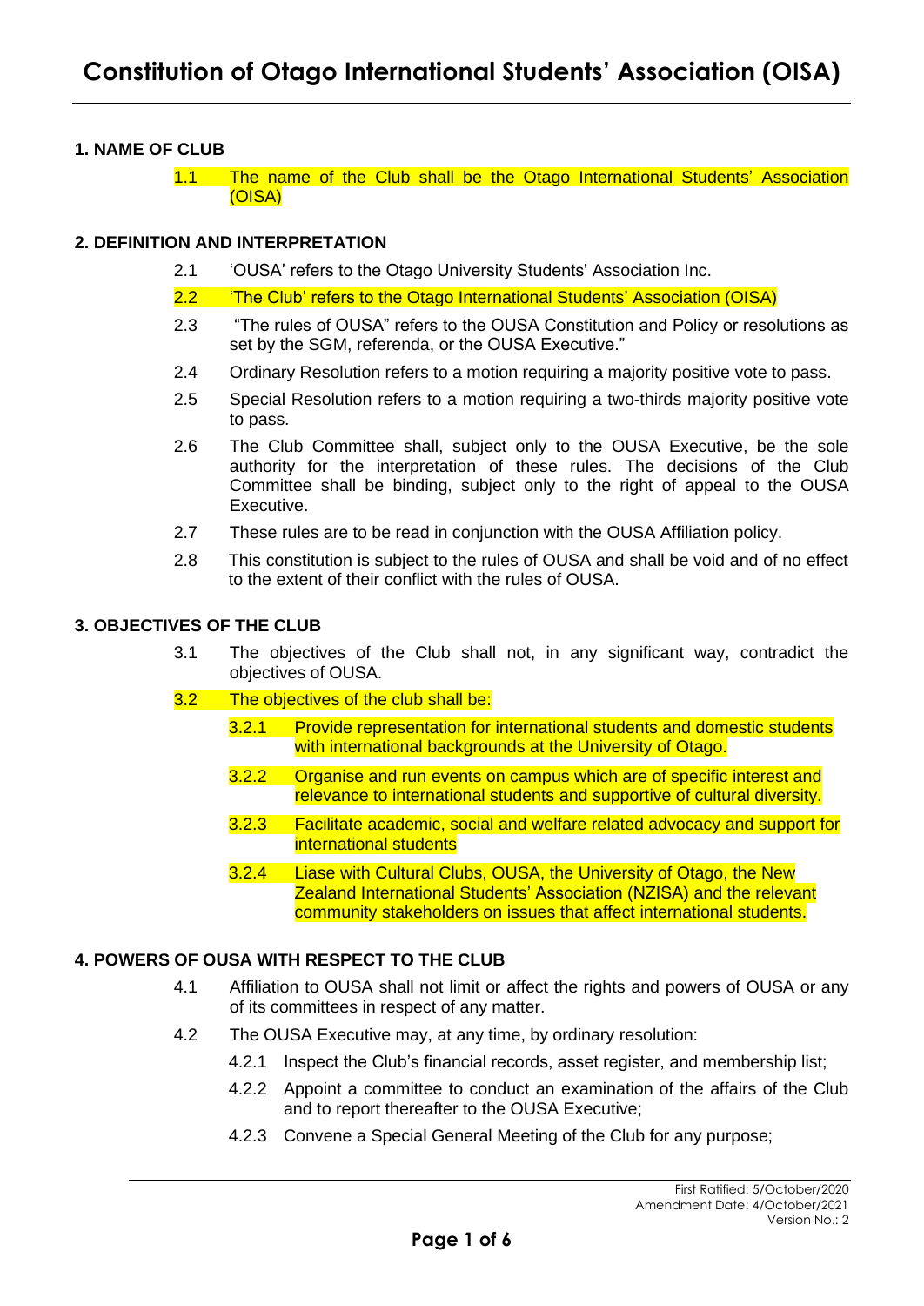# Constitution of Otago International Students' Association (OISA)

## 1. NAME OF CLUB

1.1 The name of the Club shall be the Otago International Students' Association (OISA)

## 2. DEFINITION AND INTERPRETATION

2.1 'OUSA' refers to the Otago University Students' Association Inc.

2.2 'The Club' refers to the Otago International Students' Association (OISA)

2.3 "The rules of OUSA" refers to the OUSA Constitution and Policy or resolutions as set by the SGM, referenda, or the OUSA Executive."

2.4 Ordinary Resolution refers to a motion requiring a majority positive vote to pass.

2.5 Special Resolution refers to a motion requiring a two-thirds majority positive vote to pass.

2.6 The Club Committee shall, subject only to the OUSA Executive, be the sole authority for the interpretation of these rules. The decisions of the Club Committee shall be binding, subject only to the right of appeal to the OUSA Executive.

2.7 These rules are to be read in conjunction with the OUSA Affiliation policy.

2.8 This constitution is subject to the rules of OUSA and shall be void and of no effect to the extent of their conflict with the rules of OUSA.

## 3. OBJECTIVES OF THE CLUB

3.1 The objectives of the Club shall not, in any significant way, contradict the objectives of OUSA.

3.2 The objectives of the club shall be:

3.2.1 Provide representation for international students and domestic students with international backgrounds at the University of Otago.

3.2.2 Organise and run events on campus which are of specific interest and relevance to international students and supportive of cultural diversity.

3.2.3 Facilitate academic, social and welfare related advocacy and support for international students

3.2.4 Liase with Cultural Clubs, OUSA, the University of Otago, the New Zealand International Students' Association (NZISA) and the relevant community stakeholders on issues that affect international students.

## 4. POWERS OF OUSA WITH RESPECT TO THE CLUB

4.1 Affiliation to OUSA shall not limit or affect the rights and powers of OUSA or any of its committees in respect of any matter.

4.2 The OUSA Executive may, at any time, by ordinary resolution:

4.2.1 Inspect the Club's financial records, asset register, and membership list;

4.2.2 Appoint a committee to conduct an examination of the affairs of the Club and to report thereafter to the OUSA Executive;

4.2.3 Convene a Special General Meeting of the Club for any purpose;

First Ratified: 5/October/2020
Amendment Date: 4/October/2021
Version No.: 2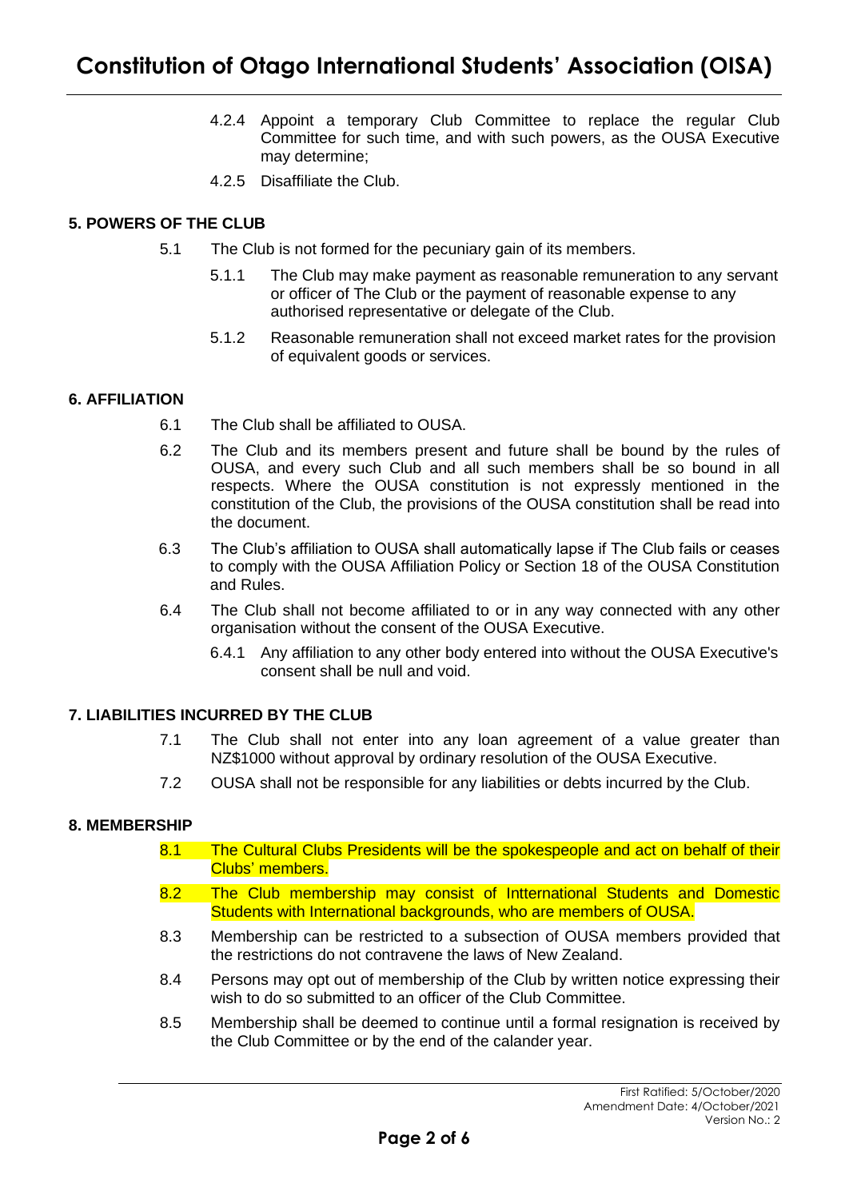4.2.4 Appoint a temporary Club Committee to replace the regular Club Committee for such time, and with such powers, as the OUSA Executive may determine;

4.2.5 Disaffiliate the Club.

## 5. POWERS OF THE CLUB

5.1 The Club is not formed for the pecuniary gain of its members.

5.1.1 The Club may make payment as reasonable remuneration to any servant or officer of The Club or the payment of reasonable expense to any authorised representative or delegate of the Club.

5.1.2 Reasonable remuneration shall not exceed market rates for the provision of equivalent goods or services.

## 6. AFFILIATION

6.1 The Club shall be affiliated to OUSA.

6.2 The Club and its members present and future shall be bound by the rules of OUSA, and every such Club and all such members shall be so bound in all respects. Where the OUSA constitution is not expressly mentioned in the constitution of the Club, the provisions of the OUSA constitution shall be read into the document.

6.3 The Club's affiliation to OUSA shall automatically lapse if The Club fails or ceases to comply with the OUSA Affiliation Policy or Section 18 of the OUSA Constitution and Rules.

6.4 The Club shall not become affiliated to or in any way connected with any other organisation without the consent of the OUSA Executive.

6.4.1 Any affiliation to any other body entered into without the OUSA Executive's consent shall be null and void.

## 7. LIABILITIES INCURRED BY THE CLUB

7.1 The Club shall not enter into any loan agreement of a value greater than NZ$1000 without approval by ordinary resolution of the OUSA Executive.

7.2 OUSA shall not be responsible for any liabilities or debts incurred by the Club.

## 8. MEMBERSHIP

8.1 The Cultural Clubs Presidents will be the spokespeople and act on behalf of their Clubs' members.

8.2 The Club membership may consist of Intternational Students and Domestic Students with International backgrounds, who are members of OUSA.

8.3 Membership can be restricted to a subsection of OUSA members provided that the restrictions do not contravene the laws of New Zealand.

8.4 Persons may opt out of membership of the Club by written notice expressing their wish to do so submitted to an officer of the Club Committee.

8.5 Membership shall be deemed to continue until a formal resignation is received by the Club Committee or by the end of the calander year.

First Ratified: 5/October/2020
Amendment Date: 4/October/2021
Version No.: 2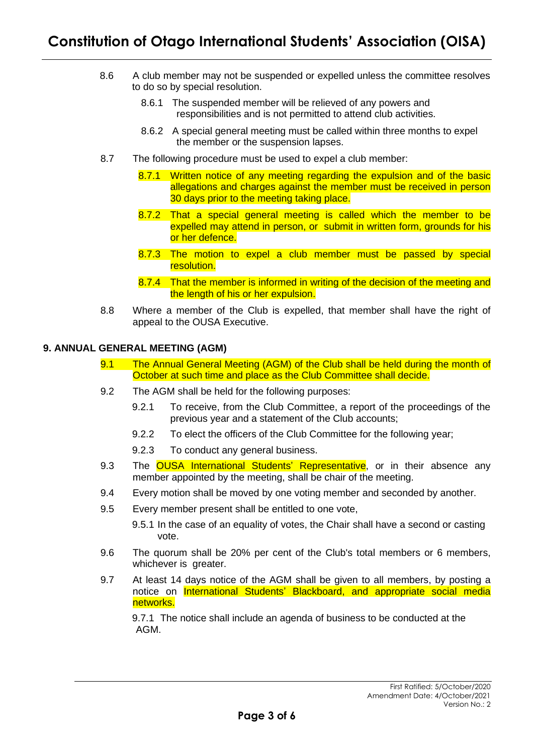8.6 A club member may not be suspended or expelled unless the committee resolves to do so by special resolution.

  8.6.1 The suspended member will be relieved of any powers and responsibilities and is not permitted to attend club activities.

  8.6.2 A special general meeting must be called within three months to expel the member or the suspension lapses.

8.7 The following procedure must be used to expel a club member:

  8.7.1 Written notice of any meeting regarding the expulsion and of the basic allegations and charges against the member must be received in person 30 days prior to the meeting taking place.

  8.7.2 That a special general meeting is called which the member to be expelled may attend in person, or submit in written form, grounds for his or her defence.

  8.7.3 The motion to expel a club member must be passed by special resolution.

  8.7.4 That the member is informed in writing of the decision of the meeting and the length of his or her expulsion.

8.8 Where a member of the Club is expelled, that member shall have the right of appeal to the OUSA Executive.

## 9. ANNUAL GENERAL MEETING (AGM)

9.1 The Annual General Meeting (AGM) of the Club shall be held during the month of October at such time and place as the Club Committee shall decide.

9.2 The AGM shall be held for the following purposes:

  9.2.1 To receive, from the Club Committee, a report of the proceedings of the previous year and a statement of the Club accounts;

  9.2.2 To elect the officers of the Club Committee for the following year;

  9.2.3 To conduct any general business.

9.3 The OUSA International Students' Representative, or in their absence any member appointed by the meeting, shall be chair of the meeting.

9.4 Every motion shall be moved by one voting member and seconded by another.

9.5 Every member present shall be entitled to one vote,

  9.5.1 In the case of an equality of votes, the Chair shall have a second or casting vote.

9.6 The quorum shall be 20% per cent of the Club's total members or 6 members, whichever is greater.

9.7 At least 14 days notice of the AGM shall be given to all members, by posting a notice on International Students' Blackboard, and appropriate social media networks.

  9.7.1 The notice shall include an agenda of business to be conducted at the AGM.

First Ratified: 5/October/2020
Amendment Date: 4/October/2021
Version No.: 2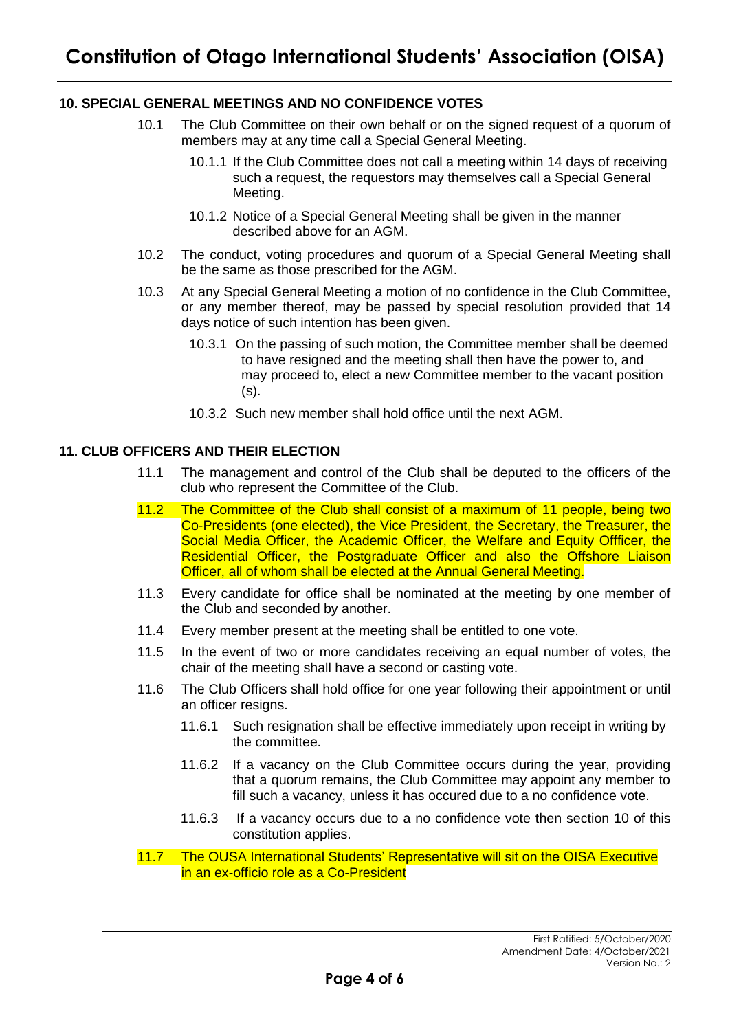## 10. SPECIAL GENERAL MEETINGS AND NO CONFIDENCE VOTES

10.1 The Club Committee on their own behalf or on the signed request of a quorum of members may at any time call a Special General Meeting.

10.1.1 If the Club Committee does not call a meeting within 14 days of receiving such a request, the requestors may themselves call a Special General Meeting.

10.1.2 Notice of a Special General Meeting shall be given in the manner described above for an AGM.

10.2 The conduct, voting procedures and quorum of a Special General Meeting shall be the same as those prescribed for the AGM.

10.3 At any Special General Meeting a motion of no confidence in the Club Committee, or any member thereof, may be passed by special resolution provided that 14 days notice of such intention has been given.

10.3.1 On the passing of such motion, the Committee member shall be deemed to have resigned and the meeting shall then have the power to, and may proceed to, elect a new Committee member to the vacant position (s).

10.3.2 Such new member shall hold office until the next AGM.

## 11. CLUB OFFICERS AND THEIR ELECTION

11.1 The management and control of the Club shall be deputed to the officers of the club who represent the Committee of the Club.

11.2 The Committee of the Club shall consist of a maximum of 11 people, being two Co-Presidents (one elected), the Vice President, the Secretary, the Treasurer, the Social Media Officer, the Academic Officer, the Welfare and Equity Offficer, the Residential Officer, the Postgraduate Officer and also the Offshore Liaison Officer, all of whom shall be elected at the Annual General Meeting.

11.3 Every candidate for office shall be nominated at the meeting by one member of the Club and seconded by another.

11.4 Every member present at the meeting shall be entitled to one vote.

11.5 In the event of two or more candidates receiving an equal number of votes, the chair of the meeting shall have a second or casting vote.

11.6 The Club Officers shall hold office for one year following their appointment or until an officer resigns.

11.6.1 Such resignation shall be effective immediately upon receipt in writing by the committee.

11.6.2 If a vacancy on the Club Committee occurs during the year, providing that a quorum remains, the Club Committee may appoint any member to fill such a vacancy, unless it has occured due to a no confidence vote.

11.6.3 If a vacancy occurs due to a no confidence vote then section 10 of this constitution applies.

11.7 The OUSA International Students' Representative will sit on the OISA Executive in an ex-officio role as a Co-President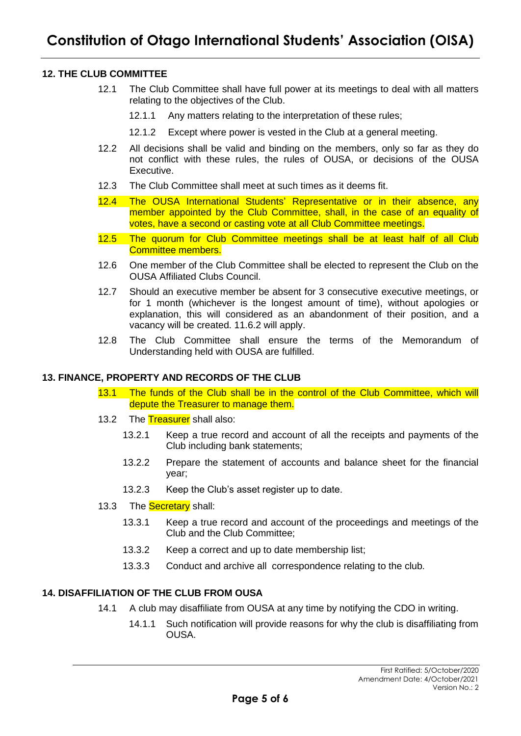### 12. THE CLUB COMMITTEE

12.1 The Club Committee shall have full power at its meetings to deal with all matters relating to the objectives of the Club.

12.1.1 Any matters relating to the interpretation of these rules;

12.1.2 Except where power is vested in the Club at a general meeting.

12.2 All decisions shall be valid and binding on the members, only so far as they do not conflict with these rules, the rules of OUSA, or decisions of the OUSA Executive.

12.3 The Club Committee shall meet at such times as it deems fit.

12.4 The OUSA International Students' Representative or in their absence, any member appointed by the Club Committee, shall, in the case of an equality of votes, have a second or casting vote at all Club Committee meetings.

12.5 The quorum for Club Committee meetings shall be at least half of all Club Committee members.

12.6 One member of the Club Committee shall be elected to represent the Club on the OUSA Affiliated Clubs Council.

12.7 Should an executive member be absent for 3 consecutive executive meetings, or for 1 month (whichever is the longest amount of time), without apologies or explanation, this will considered as an abandonment of their position, and a vacancy will be created. 11.6.2 will apply.

12.8 The Club Committee shall ensure the terms of the Memorandum of Understanding held with OUSA are fulfilled.

### 13. FINANCE, PROPERTY AND RECORDS OF THE CLUB

13.1 The funds of the Club shall be in the control of the Club Committee, which will depute the Treasurer to manage them.

13.2 The Treasurer shall also:

13.2.1 Keep a true record and account of all the receipts and payments of the Club including bank statements;

13.2.2 Prepare the statement of accounts and balance sheet for the financial year;

13.2.3 Keep the Club's asset register up to date.

13.3 The Secretary shall:

13.3.1 Keep a true record and account of the proceedings and meetings of the Club and the Club Committee;

13.3.2 Keep a correct and up to date membership list;

13.3.3 Conduct and archive all correspondence relating to the club.

### 14. DISAFFILIATION OF THE CLUB FROM OUSA

14.1 A club may disaffiliate from OUSA at any time by notifying the CDO in writing.

14.1.1 Such notification will provide reasons for why the club is disaffiliating from OUSA.

First Ratified: 5/October/2020
Amendment Date: 4/October/2021
Version No.: 2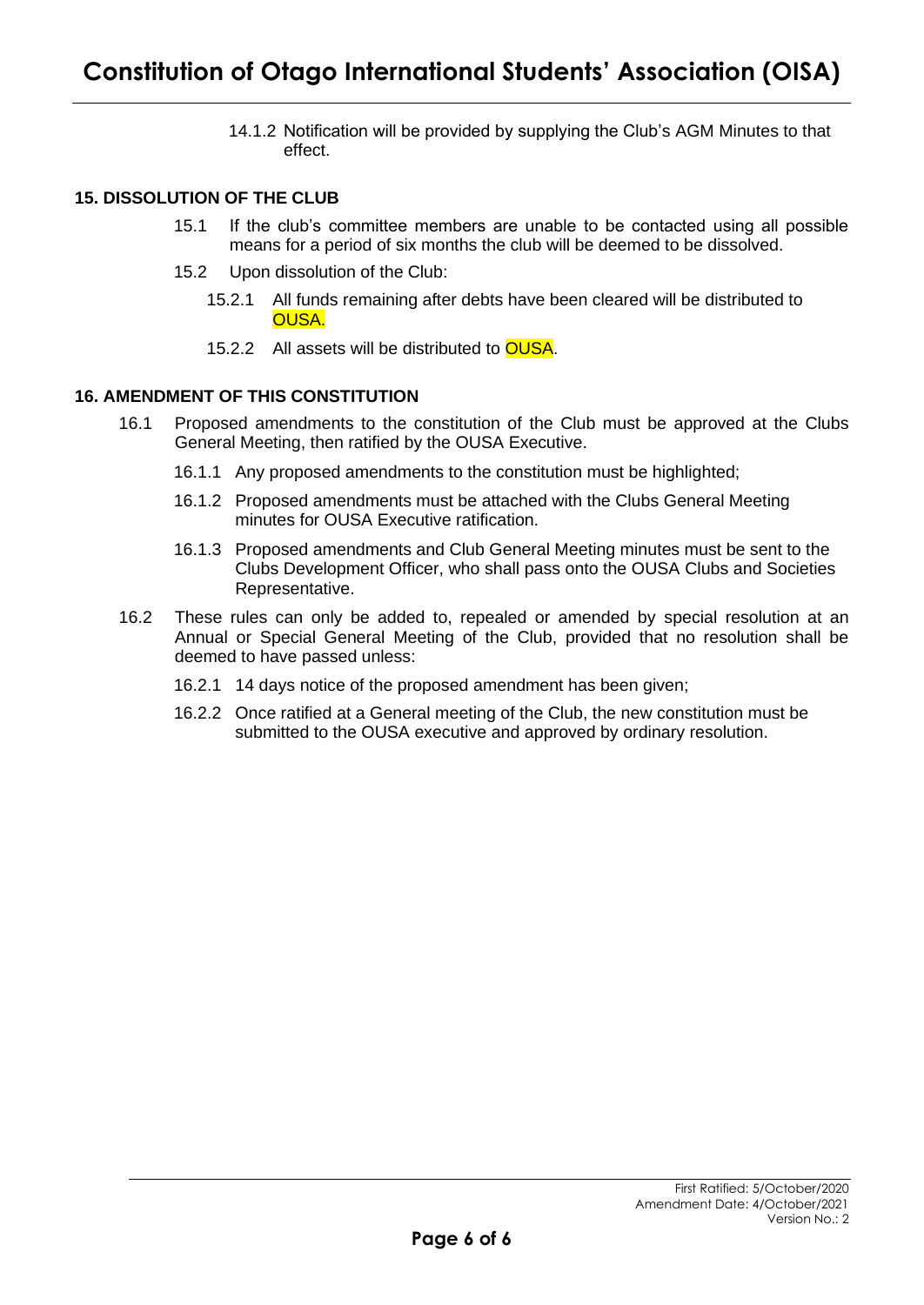14.1.2 Notification will be provided by supplying the Club's AGM Minutes to that effect.

### 15. DISSOLUTION OF THE CLUB

15.1 If the club's committee members are unable to be contacted using all possible means for a period of six months the club will be deemed to be dissolved.

15.2 Upon dissolution of the Club:

15.2.1 All funds remaining after debts have been cleared will be distributed to OUSA.

15.2.2 All assets will be distributed to OUSA.

### 16. AMENDMENT OF THIS CONSTITUTION

16.1 Proposed amendments to the constitution of the Club must be approved at the Clubs General Meeting, then ratified by the OUSA Executive.

16.1.1 Any proposed amendments to the constitution must be highlighted;

16.1.2 Proposed amendments must be attached with the Clubs General Meeting minutes for OUSA Executive ratification.

16.1.3 Proposed amendments and Club General Meeting minutes must be sent to the Clubs Development Officer, who shall pass onto the OUSA Clubs and Societies Representative.

16.2 These rules can only be added to, repealed or amended by special resolution at an Annual or Special General Meeting of the Club, provided that no resolution shall be deemed to have passed unless:

16.2.1 14 days notice of the proposed amendment has been given;

16.2.2 Once ratified at a General meeting of the Club, the new constitution must be submitted to the OUSA executive and approved by ordinary resolution.

First Ratified: 5/October/2020
Amendment Date: 4/October/2021
Version No.: 2